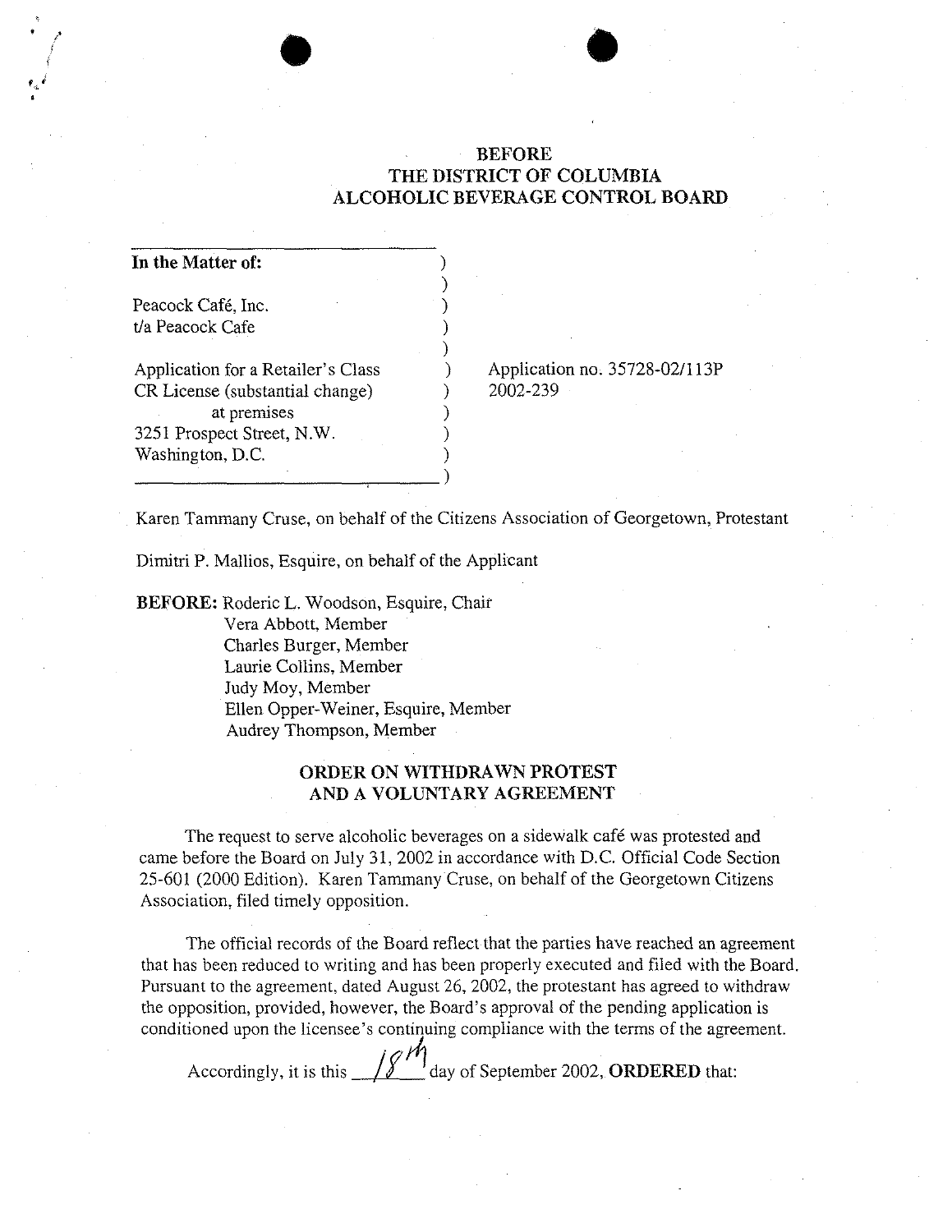# BEFORE
# THE DISTRICT OF COLUMBIA
# ALCOHOLIC BEVERAGE CONTROL BOARD

**In the Matter of:**

Peacock Café, Inc.
t/a Peacock Cafe

Application for a Retailer's Class CR License (substantial change) at premises
3251 Prospect Street, N.W.
Washington, D.C.

Application no. 35728-02/113P
2002-239

Karen Tammany Cruse, on behalf of the Citizens Association of Georgetown, Protestant

Dimitri P. Mallios, Esquire, on behalf of the Applicant

**BEFORE:** Roderic L. Woodson, Esquire, Chair
Vera Abbott, Member
Charles Burger, Member
Laurie Collins, Member
Judy Moy, Member
Ellen Opper-Weiner, Esquire, Member
Audrey Thompson, Member

## ORDER ON WITHDRAWN PROTEST AND A VOLUNTARY AGREEMENT

The request to serve alcoholic beverages on a sidewalk café was protested and came before the Board on July 31, 2002 in accordance with D.C. Official Code Section 25-601 (2000 Edition). Karen Tammany Cruse, on behalf of the Georgetown Citizens Association, filed timely opposition.

The official records of the Board reflect that the parties have reached an agreement that has been reduced to writing and has been properly executed and filed with the Board. Pursuant to the agreement, dated August 26, 2002, the protestant has agreed to withdraw the opposition, provided, however, the Board's approval of the pending application is conditioned upon the licensee's continuing compliance with the terms of the agreement.

Accordingly, it is this 18th day of September 2002, **ORDERED** that: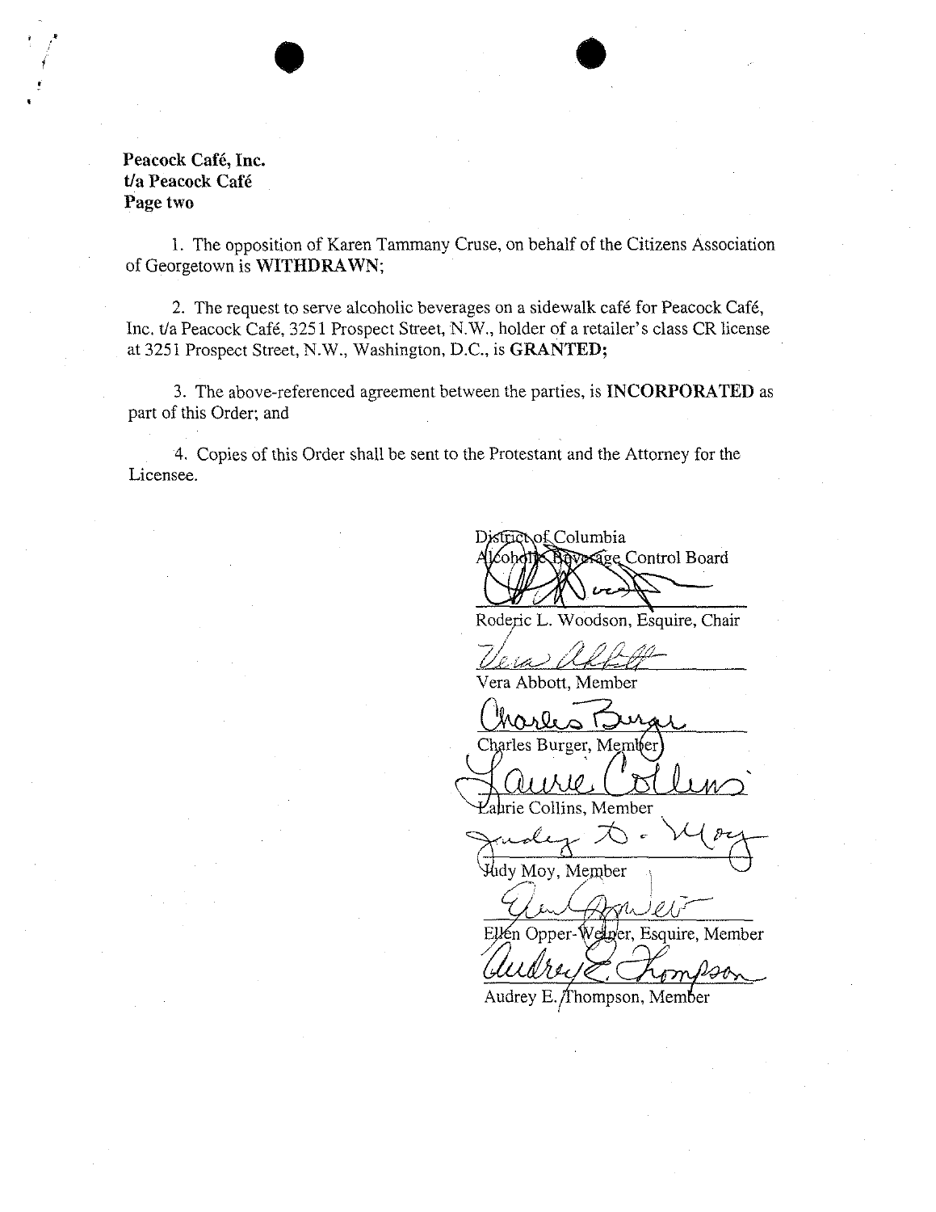**Peacock Café, Inc.**
**t/a Peacock Café**
**Page two**

1. The opposition of Karen Tammany Cruse, on behalf of the Citizens Association of Georgetown is **WITHDRAWN**;

2. The request to serve alcoholic beverages on a sidewalk café for Peacock Café, Inc. t/a Peacock Café, 3251 Prospect Street, N.W., holder of a retailer's class CR license at 3251 Prospect Street, N.W., Washington, D.C., is **GRANTED;**

3. The above-referenced agreement between the parties, is **INCORPORATED** as part of this Order; and

4. Copies of this Order shall be sent to the Protestant and the Attorney for the Licensee.

District of Columbia
Alcoholic Beverage Control Board

Roderic L. Woodson, Esquire, Chair

Vera Abbott, Member

Charles Burger, Member

Laurie Collins, Member

Judy Moy, Member

Ellen Opper-Weiner, Esquire, Member

Audrey E. Thompson, Member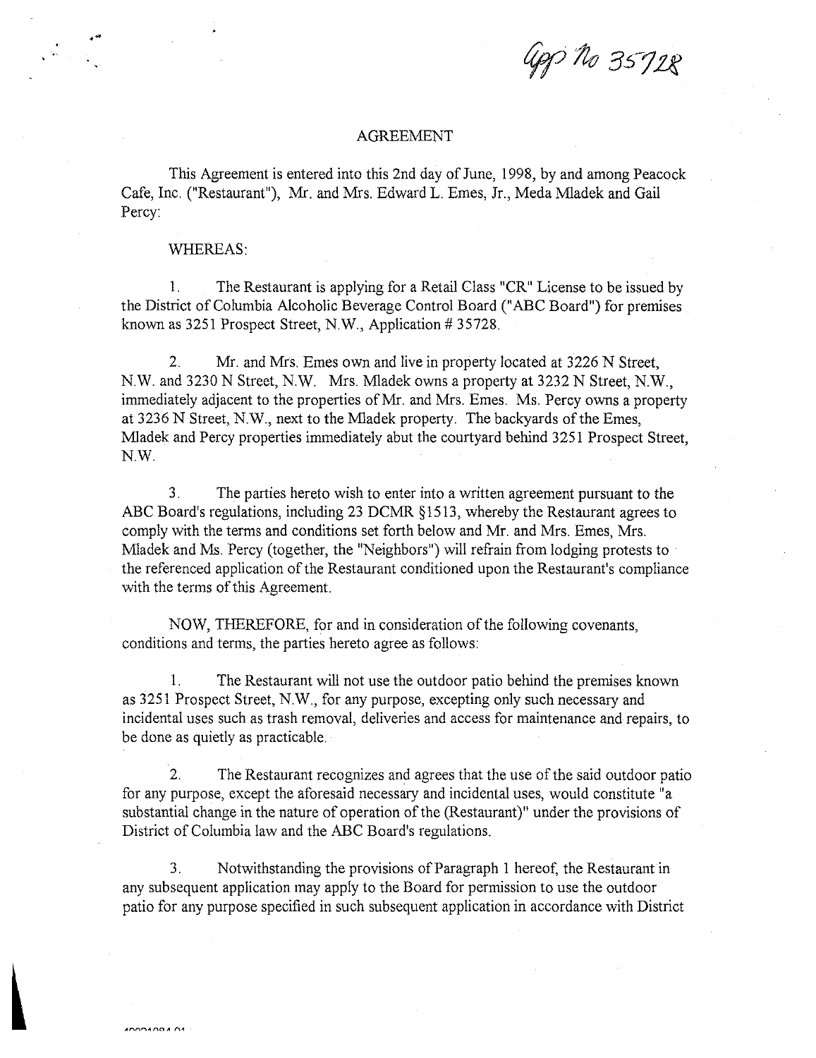App No 35728

# AGREEMENT

This Agreement is entered into this 2nd day of June, 1998, by and among Peacock Cafe, Inc. ("Restaurant"), Mr. and Mrs. Edward L. Emes, Jr., Meda Mladek and Gail Percy:

WHEREAS:

1. The Restaurant is applying for a Retail Class "CR" License to be issued by the District of Columbia Alcoholic Beverage Control Board ("ABC Board") for premises known as 3251 Prospect Street, N.W., Application # 35728.

2. Mr. and Mrs. Emes own and live in property located at 3226 N Street, N.W. and 3230 N Street, N.W. Mrs. Mladek owns a property at 3232 N Street, N.W., immediately adjacent to the properties of Mr. and Mrs. Emes. Ms. Percy owns a property at 3236 N Street, N.W., next to the Mladek property. The backyards of the Emes, Mladek and Percy properties immediately abut the courtyard behind 3251 Prospect Street, N.W.

3. The parties hereto wish to enter into a written agreement pursuant to the ABC Board's regulations, including 23 DCMR §1513, whereby the Restaurant agrees to comply with the terms and conditions set forth below and Mr. and Mrs. Emes, Mrs. Mladek and Ms. Percy (together, the "Neighbors") will refrain from lodging protests to the referenced application of the Restaurant conditioned upon the Restaurant's compliance with the terms of this Agreement.

NOW, THEREFORE, for and in consideration of the following covenants, conditions and terms, the parties hereto agree as follows:

1. The Restaurant will not use the outdoor patio behind the premises known as 3251 Prospect Street, N.W., for any purpose, excepting only such necessary and incidental uses such as trash removal, deliveries and access for maintenance and repairs, to be done as quietly as practicable.

2. The Restaurant recognizes and agrees that the use of the said outdoor patio for any purpose, except the aforesaid necessary and incidental uses, would constitute "a substantial change in the nature of operation of the (Restaurant)" under the provisions of District of Columbia law and the ABC Board's regulations.

3. Notwithstanding the provisions of Paragraph 1 hereof, the Restaurant in any subsequent application may apply to the Board for permission to use the outdoor patio for any purpose specified in such subsequent application in accordance with District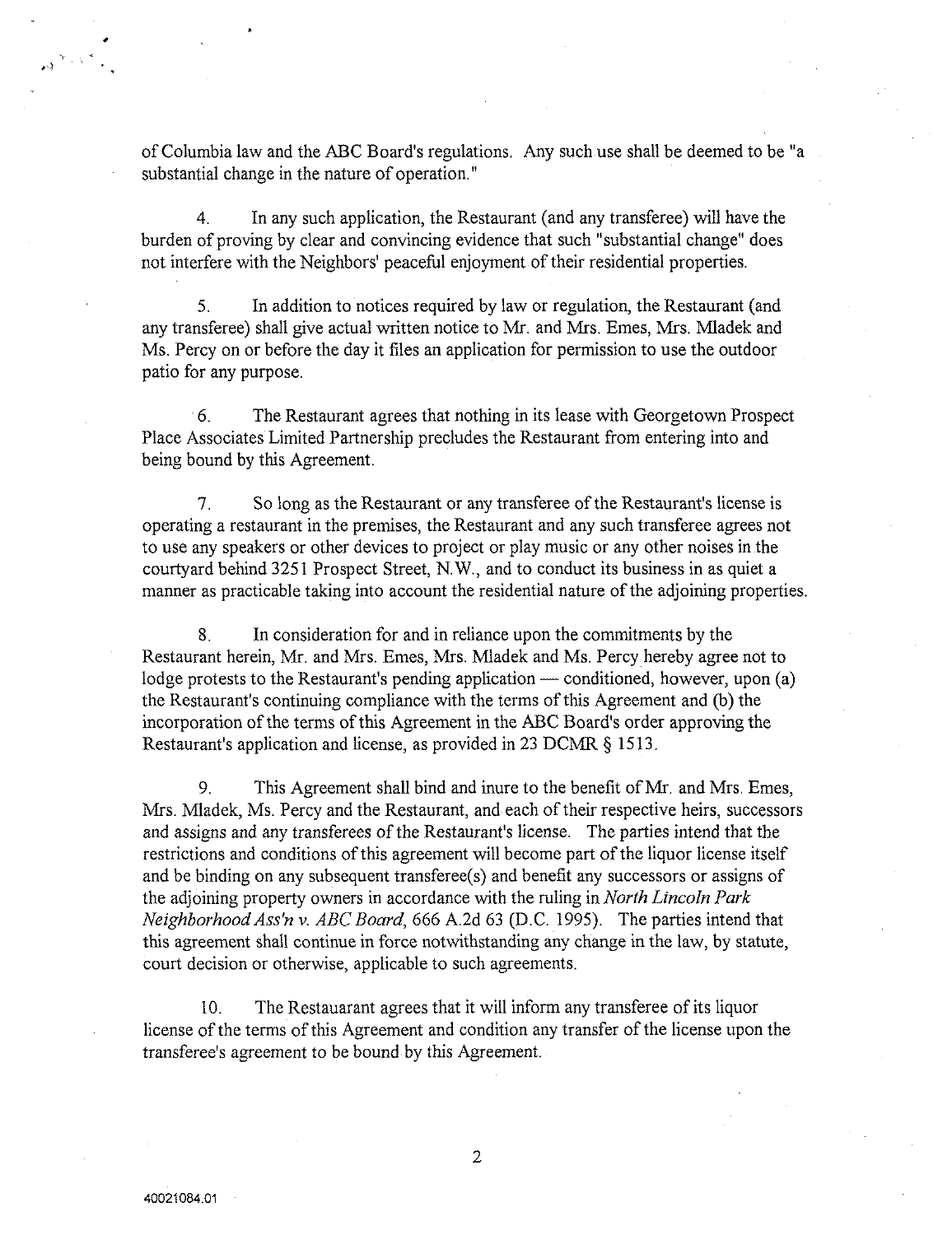of Columbia law and the ABC Board's regulations. Any such use shall be deemed to be "a substantial change in the nature of operation."

4. In any such application, the Restaurant (and any transferee) will have the burden of proving by clear and convincing evidence that such "substantial change" does not interfere with the Neighbors' peaceful enjoyment of their residential properties.

5. In addition to notices required by law or regulation, the Restaurant (and any transferee) shall give actual written notice to Mr. and Mrs. Emes, Mrs. Mladek and Ms. Percy on or before the day it files an application for permission to use the outdoor patio for any purpose.

6. The Restaurant agrees that nothing in its lease with Georgetown Prospect Place Associates Limited Partnership precludes the Restaurant from entering into and being bound by this Agreement.

7. So long as the Restaurant or any transferee of the Restaurant's license is operating a restaurant in the premises, the Restaurant and any such transferee agrees not to use any speakers or other devices to project or play music or any other noises in the courtyard behind 3251 Prospect Street, N.W., and to conduct its business in as quiet a manner as practicable taking into account the residential nature of the adjoining properties.

8. In consideration for and in reliance upon the commitments by the Restaurant herein, Mr. and Mrs. Emes, Mrs. Mladek and Ms. Percy hereby agree not to lodge protests to the Restaurant's pending application — conditioned, however, upon (a) the Restaurant's continuing compliance with the terms of this Agreement and (b) the incorporation of the terms of this Agreement in the ABC Board's order approving the Restaurant's application and license, as provided in 23 DCMR § 1513.

9. This Agreement shall bind and inure to the benefit of Mr. and Mrs. Emes, Mrs. Mladek, Ms. Percy and the Restaurant, and each of their respective heirs, successors and assigns and any transferees of the Restaurant's license. The parties intend that the restrictions and conditions of this agreement will become part of the liquor license itself and be binding on any subsequent transferee(s) and benefit any successors or assigns of the adjoining property owners in accordance with the ruling in *North Lincoln Park Neighborhood Ass'n v. ABC Board*, 666 A.2d 63 (D.C. 1995). The parties intend that this agreement shall continue in force notwithstanding any change in the law, by statute, court decision or otherwise, applicable to such agreements.

10. The Restauarant agrees that it will inform any transferee of its liquor license of the terms of this Agreement and condition any transfer of the license upon the transferee's agreement to be bound by this Agreement.

40021084.01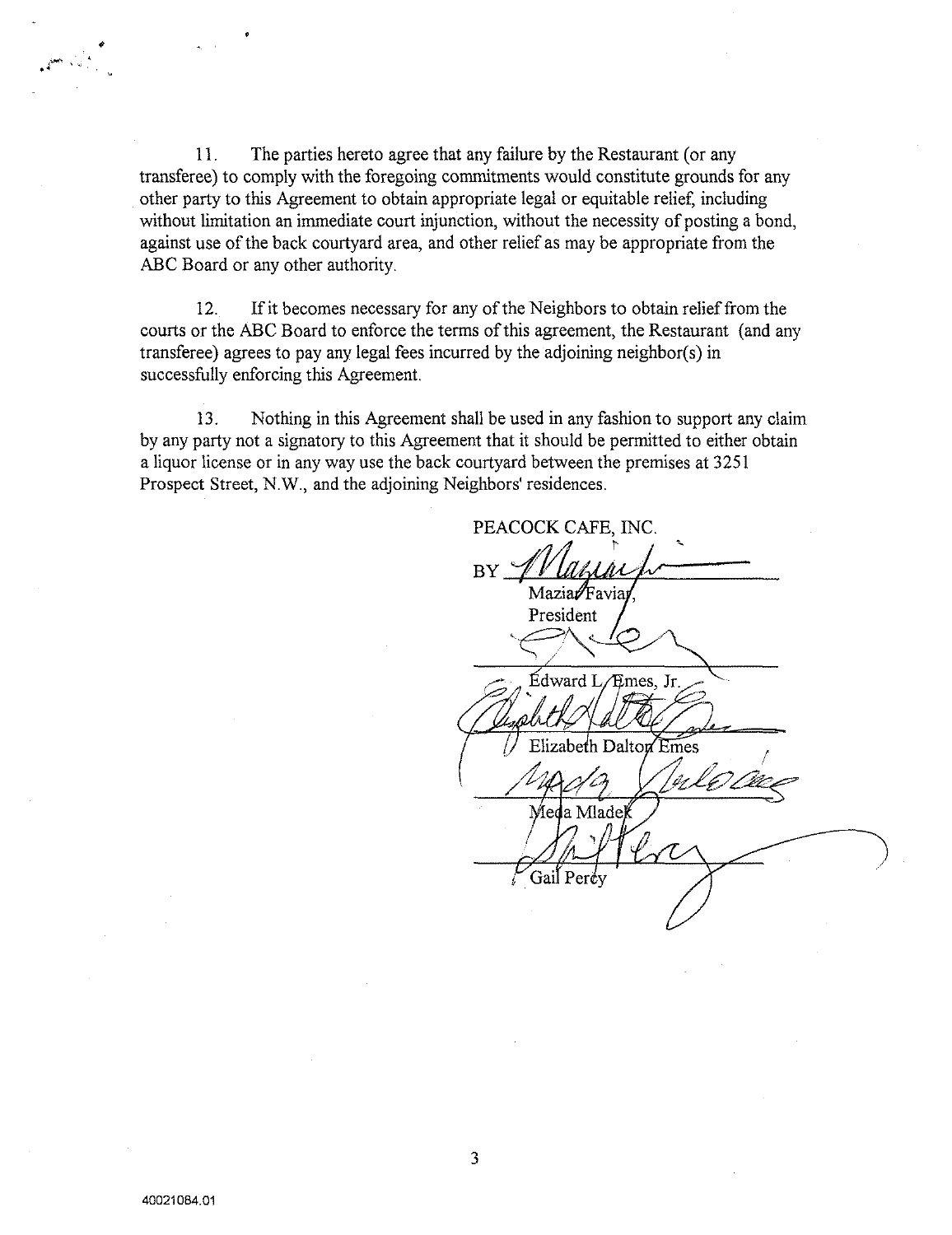11. The parties hereto agree that any failure by the Restaurant (or any transferee) to comply with the foregoing commitments would constitute grounds for any other party to this Agreement to obtain appropriate legal or equitable relief, including without limitation an immediate court injunction, without the necessity of posting a bond, against use of the back courtyard area, and other relief as may be appropriate from the ABC Board or any other authority.

12. If it becomes necessary for any of the Neighbors to obtain relief from the courts or the ABC Board to enforce the terms of this agreement, the Restaurant (and any transferee) agrees to pay any legal fees incurred by the adjoining neighbor(s) in successfully enforcing this Agreement.

13. Nothing in this Agreement shall be used in any fashion to support any claim by any party not a signatory to this Agreement that it should be permitted to either obtain a liquor license or in any way use the back courtyard between the premises at 3251 Prospect Street, N.W., and the adjoining Neighbors' residences.

PEACOCK CAFE, INC.

BY ______________________
Maziar Faviar,
President

______________________
Edward L. Emes, Jr.

______________________
Elizabeth Dalton Emes

______________________
Meda Mladek

______________________
Gail Percy

40021084.01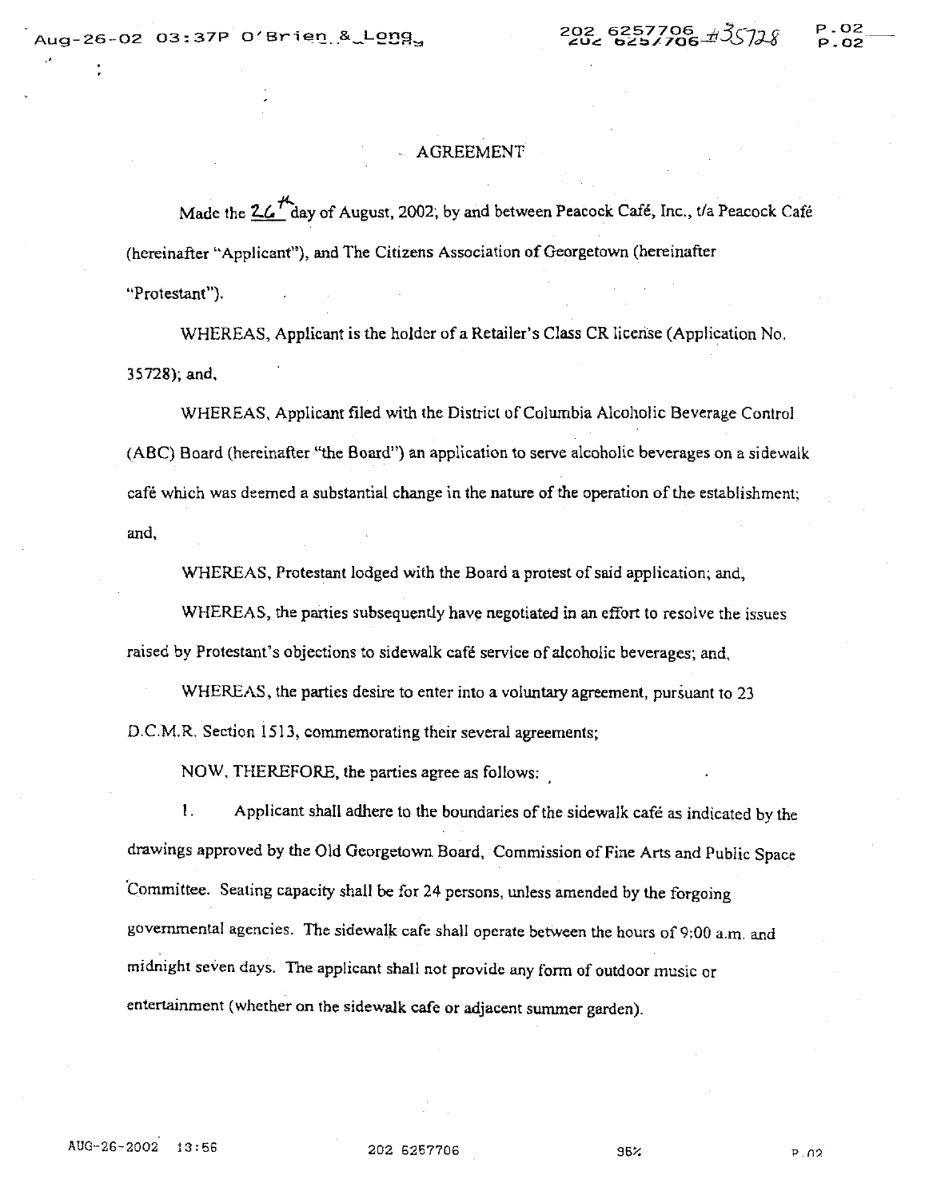# AGREEMENT

Made the 26th day of August, 2002; by and between Peacock Café, Inc., t/a Peacock Café (hereinafter "Applicant"), and The Citizens Association of Georgetown (hereinafter "Protestant").

WHEREAS, Applicant is the holder of a Retailer's Class CR license (Application No. 35728); and,

WHEREAS, Applicant filed with the District of Columbia Alcoholic Beverage Control (ABC) Board (hereinafter "the Board") an application to serve alcoholic beverages on a sidewalk café which was deemed a substantial change in the nature of the operation of the establishment; and,

WHEREAS, Protestant lodged with the Board a protest of said application; and,

WHEREAS, the parties subsequently have negotiated in an effort to resolve the issues raised by Protestant's objections to sidewalk café service of alcoholic beverages; and,

WHEREAS, the parties desire to enter into a voluntary agreement, pursuant to 23 D.C.M.R. Section 1513, commemorating their several agreements;

NOW, THEREFORE, the parties agree as follows:

1. Applicant shall adhere to the boundaries of the sidewalk café as indicated by the drawings approved by the Old Georgetown Board, Commission of Fine Arts and Public Space Committee. Seating capacity shall be for 24 persons, unless amended by the forgoing governmental agencies. The sidewalk cafe shall operate between the hours of 9:00 a.m. and midnight seven days. The applicant shall not provide any form of outdoor music or entertainment (whether on the sidewalk cafe or adjacent summer garden).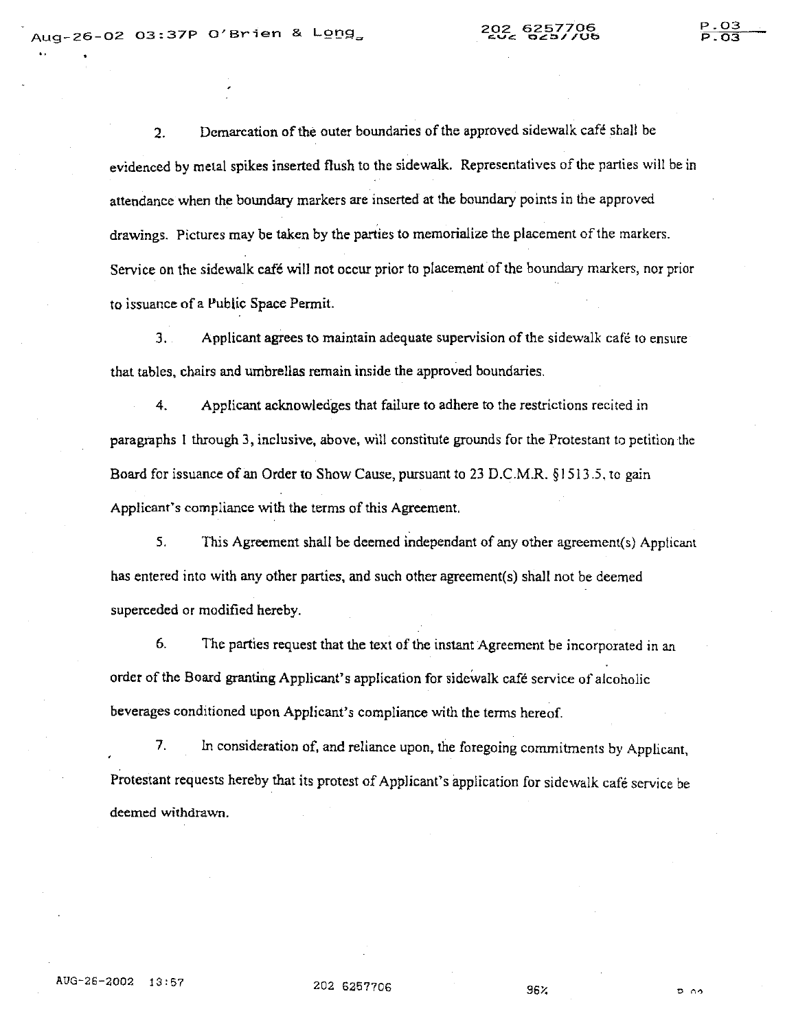2. Demarcation of the outer boundaries of the approved sidewalk café shall be evidenced by metal spikes inserted flush to the sidewalk. Representatives of the parties will be in attendance when the boundary markers are inserted at the boundary points in the approved drawings. Pictures may be taken by the parties to memorialize the placement of the markers. Service on the sidewalk café will not occur prior to placement of the boundary markers, nor prior to issuance of a Public Space Permit.

3. Applicant agrees to maintain adequate supervision of the sidewalk café to ensure that tables, chairs and umbrellas remain inside the approved boundaries.

4. Applicant acknowledges that failure to adhere to the restrictions recited in paragraphs 1 through 3, inclusive, above, will constitute grounds for the Protestant to petition the Board for issuance of an Order to Show Cause, pursuant to 23 D.C.M.R. §1513.5, to gain Applicant's compliance with the terms of this Agreement.

5. This Agreement shall be deemed independant of any other agreement(s) Applicant has entered into with any other parties, and such other agreement(s) shall not be deemed superceded or modified hereby.

6. The parties request that the text of the instant Agreement be incorporated in an order of the Board granting Applicant's application for sidewalk café service of alcoholic beverages conditioned upon Applicant's compliance with the terms hereof.

7. In consideration of, and reliance upon, the foregoing commitments by Applicant, Protestant requests hereby that its protest of Applicant's application for sidewalk café service be deemed withdrawn.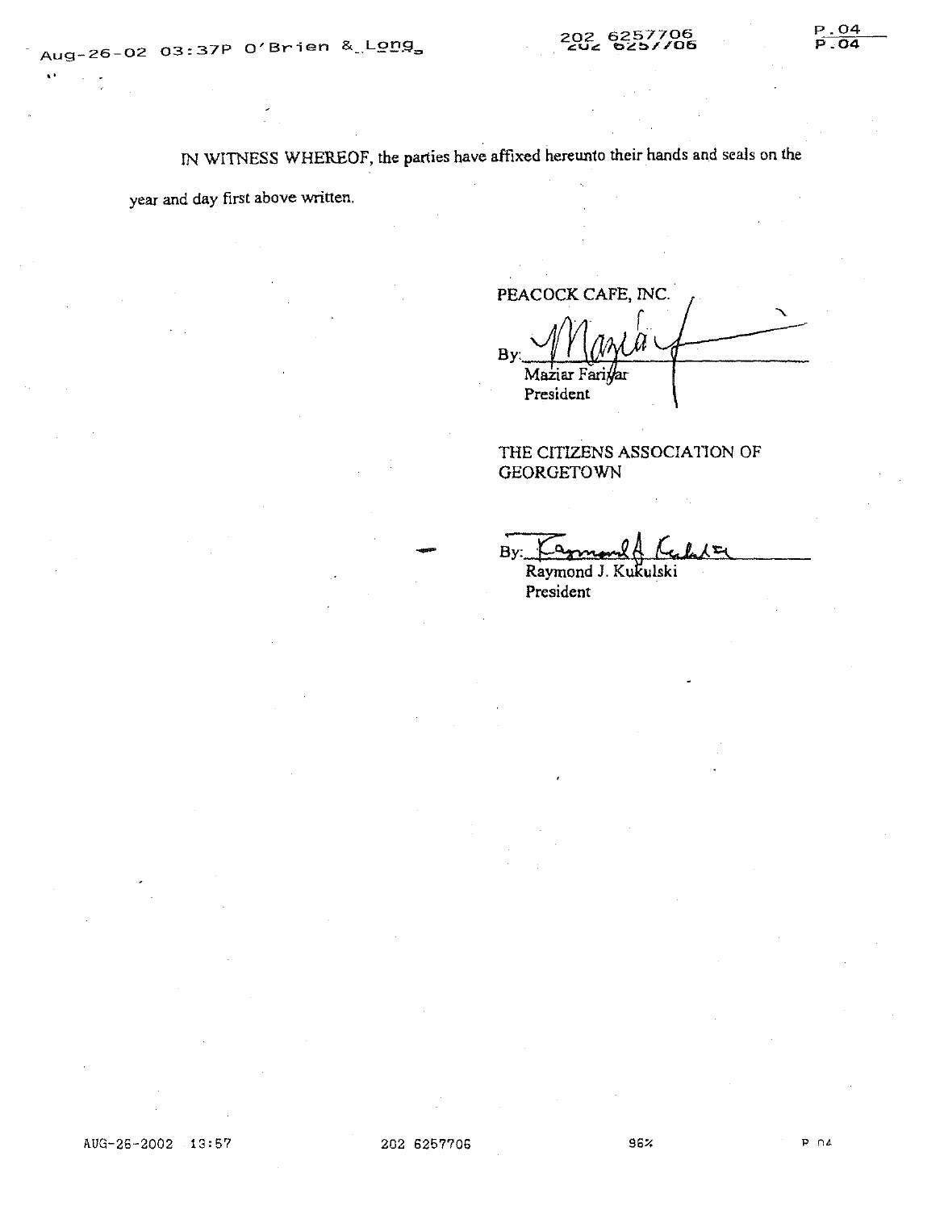IN WITNESS WHEREOF, the parties have affixed hereunto their hands and seals on the year and day first above written.

PEACOCK CAFE, INC.

By: ______________________
Maziar Fariyar
President

THE CITIZENS ASSOCIATION OF GEORGETOWN

By: ______________________
Raymond J. Kukulski
President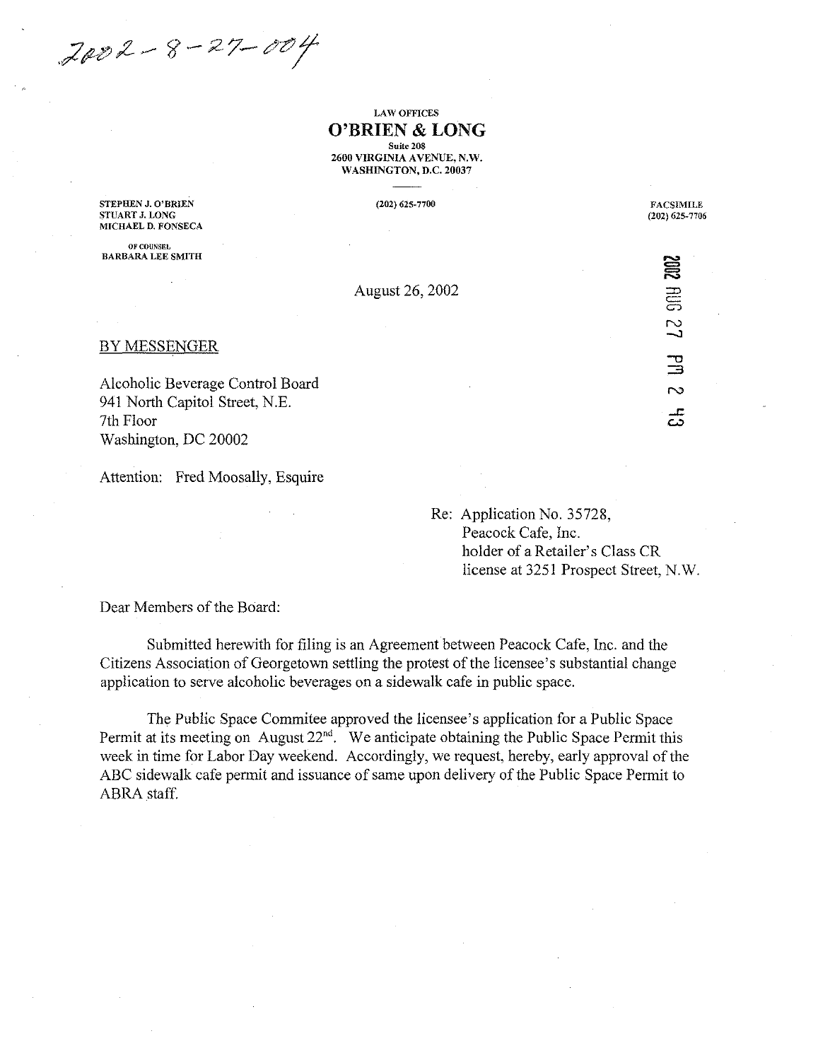2002-8-27-004

LAW OFFICES

**O'BRIEN & LONG**

Suite 208
2600 VIRGINIA AVENUE, N.W.
WASHINGTON, D.C. 20037

STEPHEN J. O'BRIEN
STUART J. LONG
MICHAEL D. FONSECA

OF COUNSEL
BARBARA LEE SMITH

(202) 625-7700

FACSIMILE
(202) 625-7706

2002 AUG 27 PM 2 43

August 26, 2002

BY MESSENGER

Alcoholic Beverage Control Board
941 North Capitol Street, N.E.
7th Floor
Washington, DC 20002

Attention: Fred Moosally, Esquire

Re: Application No. 35728,
Peacock Cafe, Inc.
holder of a Retailer's Class CR
license at 3251 Prospect Street, N.W.

Dear Members of the Board:

Submitted herewith for filing is an Agreement between Peacock Cafe, Inc. and the Citizens Association of Georgetown settling the protest of the licensee's substantial change application to serve alcoholic beverages on a sidewalk cafe in public space.

The Public Space Commitee approved the licensee's application for a Public Space Permit at its meeting on August 22nd. We anticipate obtaining the Public Space Permit this week in time for Labor Day weekend. Accordingly, we request, hereby, early approval of the ABC sidewalk cafe permit and issuance of same upon delivery of the Public Space Permit to ABRA staff.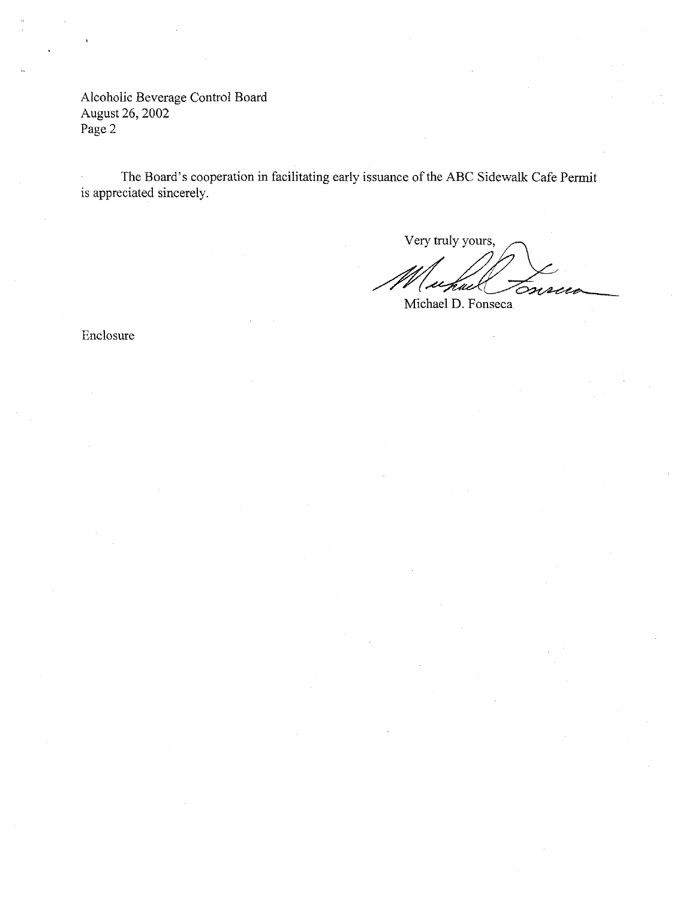Alcoholic Beverage Control Board
August 26, 2002
Page 2

The Board's cooperation in facilitating early issuance of the ABC Sidewalk Cafe Permit is appreciated sincerely.

Very truly yours,

Michael D. Fonseca

Enclosure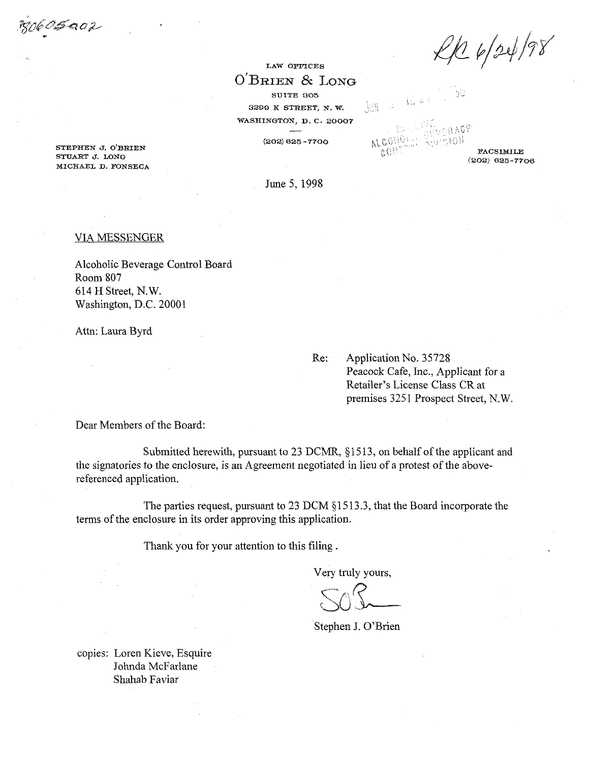80605202

RK 6/24/98

LAW OFFICES

# O'BRIEN & LONG

SUITE 305

3299 K STREET, N. W.

WASHINGTON, D. C. 20007

(202) 625-7700

STEPHEN J. O'BRIEN
STUART J. LONG
MICHAEL D. FONSECA

FACSIMILE
(202) 625-7706

June 5, 1998

VIA MESSENGER

Alcoholic Beverage Control Board
Room 807
614 H Street, N.W.
Washington, D.C. 20001

Attn: Laura Byrd

Re: Application No. 35728
Peacock Cafe, Inc., Applicant for a
Retailer's License Class CR at
premises 3251 Prospect Street, N.W.

Dear Members of the Board:

Submitted herewith, pursuant to 23 DCMR, §1513, on behalf of the applicant and the signatories to the enclosure, is an Agreement negotiated in lieu of a protest of the above-referenced application.

The parties request, pursuant to 23 DCM §1513.3, that the Board incorporate the terms of the enclosure in its order approving this application.

Thank you for your attention to this filing .

Very truly yours,

Stephen J. O'Brien

copies: Loren Kieve, Esquire
Johnda McFarlane
Shahab Faviar